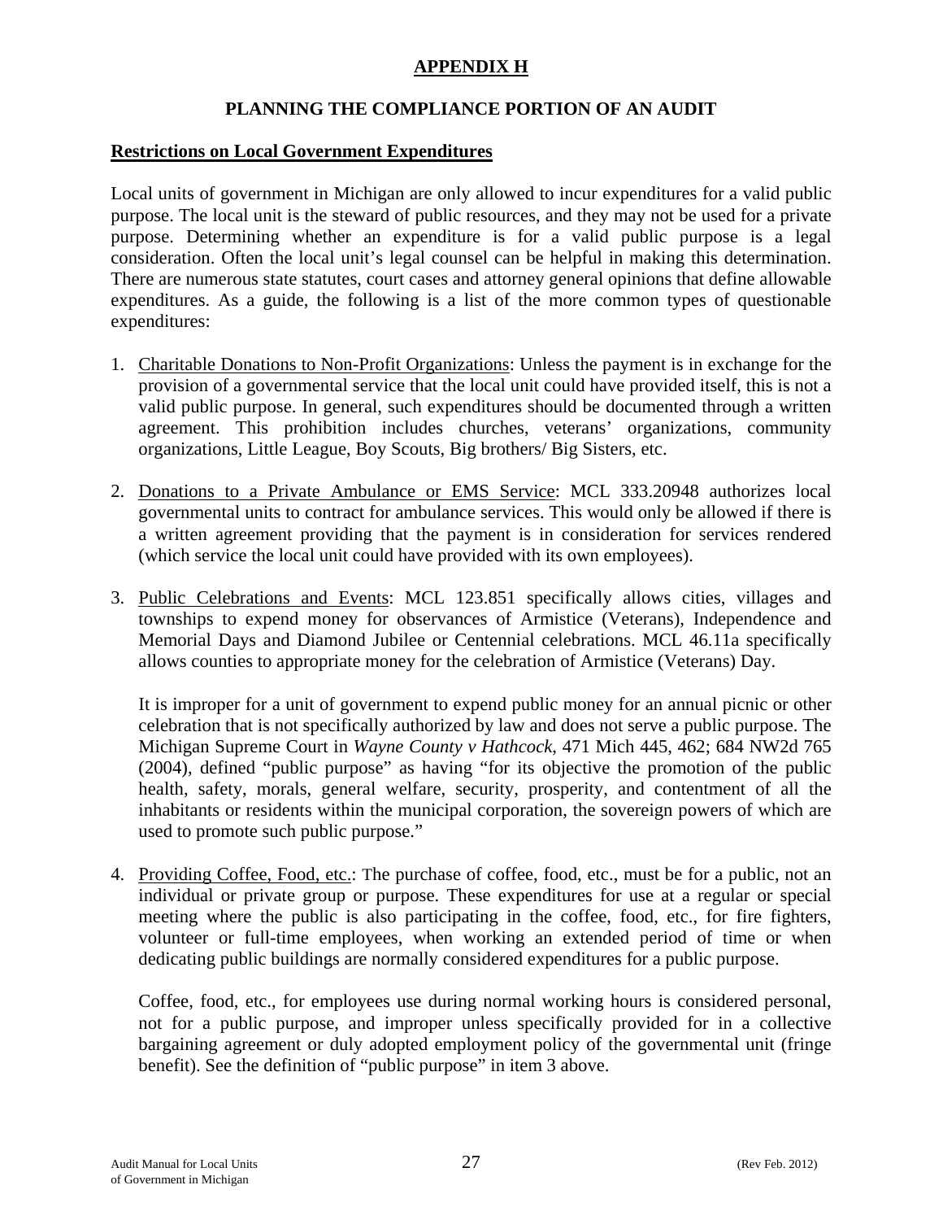# APPENDIX H

## PLANNING THE COMPLIANCE PORTION OF AN AUDIT

### Restrictions on Local Government Expenditures

Local units of government in Michigan are only allowed to incur expenditures for a valid public purpose. The local unit is the steward of public resources, and they may not be used for a private purpose. Determining whether an expenditure is for a valid public purpose is a legal consideration. Often the local unit's legal counsel can be helpful in making this determination. There are numerous state statutes, court cases and attorney general opinions that define allowable expenditures. As a guide, the following is a list of the more common types of questionable expenditures:

1. Charitable Donations to Non-Profit Organizations: Unless the payment is in exchange for the provision of a governmental service that the local unit could have provided itself, this is not a valid public purpose. In general, such expenditures should be documented through a written agreement. This prohibition includes churches, veterans' organizations, community organizations, Little League, Boy Scouts, Big brothers/ Big Sisters, etc.

2. Donations to a Private Ambulance or EMS Service: MCL 333.20948 authorizes local governmental units to contract for ambulance services. This would only be allowed if there is a written agreement providing that the payment is in consideration for services rendered (which service the local unit could have provided with its own employees).

3. Public Celebrations and Events: MCL 123.851 specifically allows cities, villages and townships to expend money for observances of Armistice (Veterans), Independence and Memorial Days and Diamond Jubilee or Centennial celebrations. MCL 46.11a specifically allows counties to appropriate money for the celebration of Armistice (Veterans) Day.

   It is improper for a unit of government to expend public money for an annual picnic or other celebration that is not specifically authorized by law and does not serve a public purpose. The Michigan Supreme Court in *Wayne County v Hathcock*, 471 Mich 445, 462; 684 NW2d 765 (2004), defined "public purpose" as having "for its objective the promotion of the public health, safety, morals, general welfare, security, prosperity, and contentment of all the inhabitants or residents within the municipal corporation, the sovereign powers of which are used to promote such public purpose."

4. Providing Coffee, Food, etc.: The purchase of coffee, food, etc., must be for a public, not an individual or private group or purpose. These expenditures for use at a regular or special meeting where the public is also participating in the coffee, food, etc., for fire fighters, volunteer or full-time employees, when working an extended period of time or when dedicating public buildings are normally considered expenditures for a public purpose.

   Coffee, food, etc., for employees use during normal working hours is considered personal, not for a public purpose, and improper unless specifically provided for in a collective bargaining agreement or duly adopted employment policy of the governmental unit (fringe benefit). See the definition of "public purpose" in item 3 above.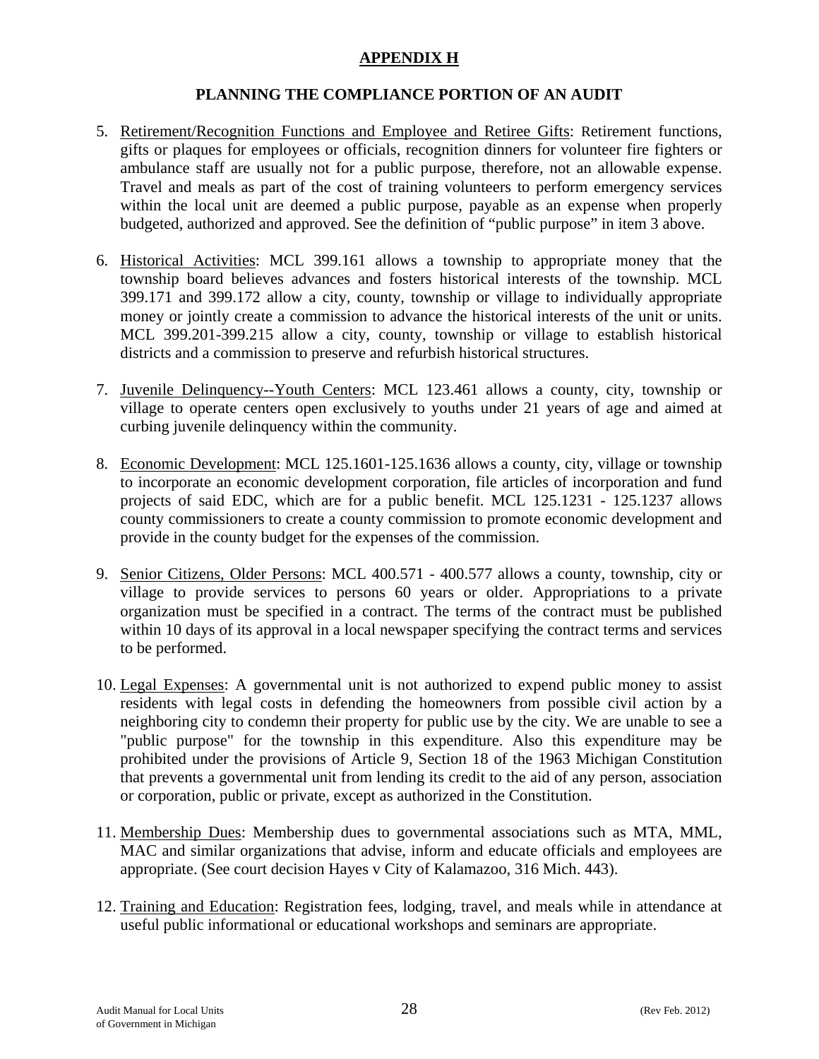## APPENDIX H

### PLANNING THE COMPLIANCE PORTION OF AN AUDIT

5. Retirement/Recognition Functions and Employee and Retiree Gifts: Retirement functions, gifts or plaques for employees or officials, recognition dinners for volunteer fire fighters or ambulance staff are usually not for a public purpose, therefore, not an allowable expense. Travel and meals as part of the cost of training volunteers to perform emergency services within the local unit are deemed a public purpose, payable as an expense when properly budgeted, authorized and approved. See the definition of "public purpose" in item 3 above.

6. Historical Activities: MCL 399.161 allows a township to appropriate money that the township board believes advances and fosters historical interests of the township. MCL 399.171 and 399.172 allow a city, county, township or village to individually appropriate money or jointly create a commission to advance the historical interests of the unit or units. MCL 399.201-399.215 allow a city, county, township or village to establish historical districts and a commission to preserve and refurbish historical structures.

7. Juvenile Delinquency--Youth Centers: MCL 123.461 allows a county, city, township or village to operate centers open exclusively to youths under 21 years of age and aimed at curbing juvenile delinquency within the community.

8. Economic Development: MCL 125.1601-125.1636 allows a county, city, village or township to incorporate an economic development corporation, file articles of incorporation and fund projects of said EDC, which are for a public benefit. MCL 125.1231 - 125.1237 allows county commissioners to create a county commission to promote economic development and provide in the county budget for the expenses of the commission.

9. Senior Citizens, Older Persons: MCL 400.571 - 400.577 allows a county, township, city or village to provide services to persons 60 years or older. Appropriations to a private organization must be specified in a contract. The terms of the contract must be published within 10 days of its approval in a local newspaper specifying the contract terms and services to be performed.

10. Legal Expenses: A governmental unit is not authorized to expend public money to assist residents with legal costs in defending the homeowners from possible civil action by a neighboring city to condemn their property for public use by the city. We are unable to see a "public purpose" for the township in this expenditure. Also this expenditure may be prohibited under the provisions of Article 9, Section 18 of the 1963 Michigan Constitution that prevents a governmental unit from lending its credit to the aid of any person, association or corporation, public or private, except as authorized in the Constitution.

11. Membership Dues: Membership dues to governmental associations such as MTA, MML, MAC and similar organizations that advise, inform and educate officials and employees are appropriate. (See court decision Hayes v City of Kalamazoo, 316 Mich. 443).

12. Training and Education: Registration fees, lodging, travel, and meals while in attendance at useful public informational or educational workshops and seminars are appropriate.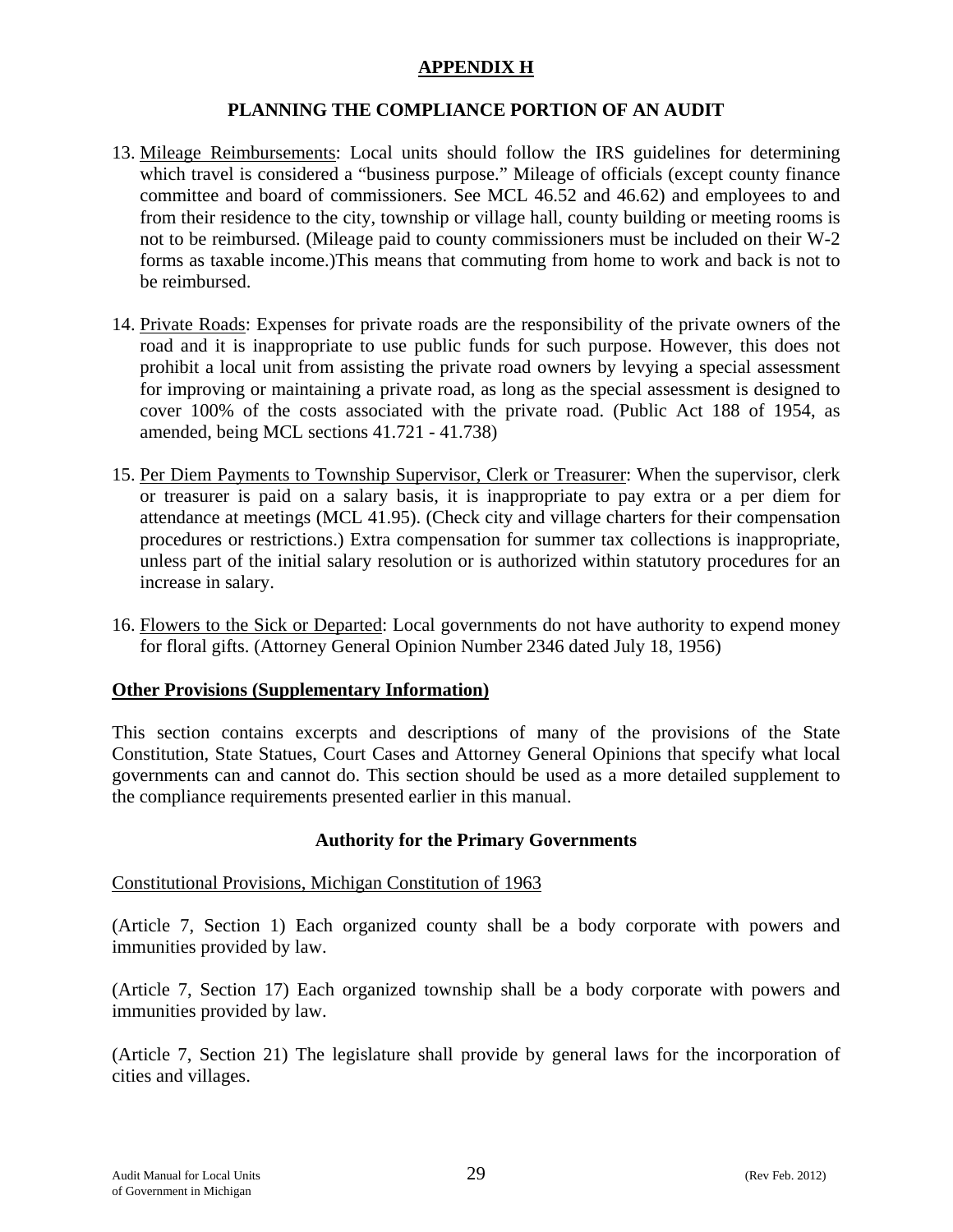## APPENDIX H

## PLANNING THE COMPLIANCE PORTION OF AN AUDIT

13. Mileage Reimbursements: Local units should follow the IRS guidelines for determining which travel is considered a "business purpose." Mileage of officials (except county finance committee and board of commissioners. See MCL 46.52 and 46.62) and employees to and from their residence to the city, township or village hall, county building or meeting rooms is not to be reimbursed. (Mileage paid to county commissioners must be included on their W-2 forms as taxable income.)This means that commuting from home to work and back is not to be reimbursed.

14. Private Roads: Expenses for private roads are the responsibility of the private owners of the road and it is inappropriate to use public funds for such purpose. However, this does not prohibit a local unit from assisting the private road owners by levying a special assessment for improving or maintaining a private road, as long as the special assessment is designed to cover 100% of the costs associated with the private road. (Public Act 188 of 1954, as amended, being MCL sections 41.721 - 41.738)

15. Per Diem Payments to Township Supervisor, Clerk or Treasurer: When the supervisor, clerk or treasurer is paid on a salary basis, it is inappropriate to pay extra or a per diem for attendance at meetings (MCL 41.95). (Check city and village charters for their compensation procedures or restrictions.) Extra compensation for summer tax collections is inappropriate, unless part of the initial salary resolution or is authorized within statutory procedures for an increase in salary.

16. Flowers to the Sick or Departed: Local governments do not have authority to expend money for floral gifts. (Attorney General Opinion Number 2346 dated July 18, 1956)

**Other Provisions (Supplementary Information)**

This section contains excerpts and descriptions of many of the provisions of the State Constitution, State Statues, Court Cases and Attorney General Opinions that specify what local governments can and cannot do. This section should be used as a more detailed supplement to the compliance requirements presented earlier in this manual.

### Authority for the Primary Governments

Constitutional Provisions, Michigan Constitution of 1963

(Article 7, Section 1) Each organized county shall be a body corporate with powers and immunities provided by law.

(Article 7, Section 17) Each organized township shall be a body corporate with powers and immunities provided by law.

(Article 7, Section 21) The legislature shall provide by general laws for the incorporation of cities and villages.